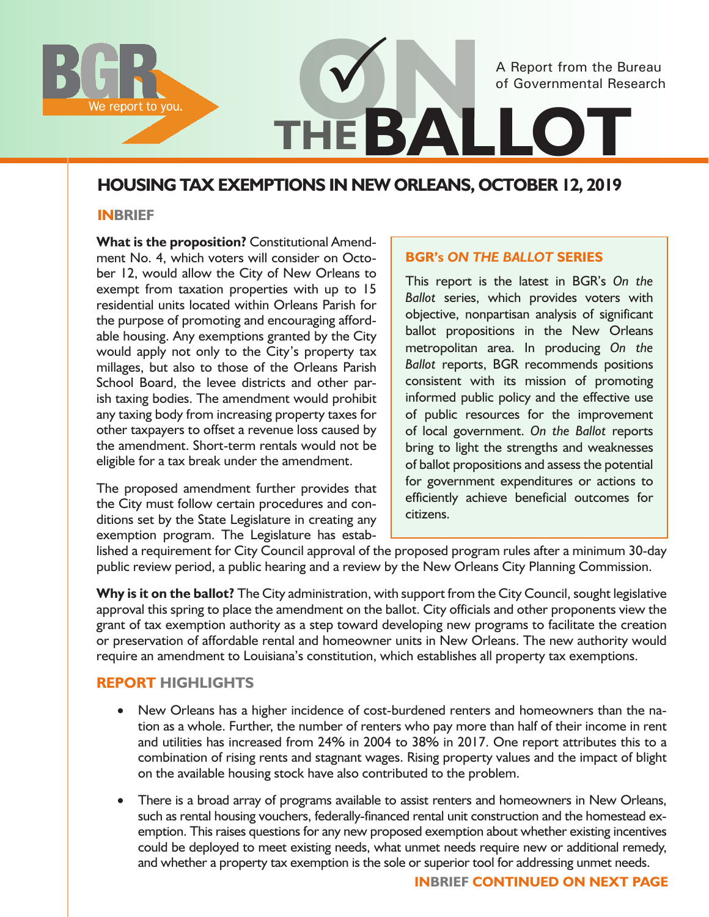BGR — We report to you.

A Report from the Bureau of Governmental Research

# ON THE BALLOT

## HOUSING TAX EXEMPTIONS IN NEW ORLEANS, OCTOBER 12, 2019

### INBRIEF

**What is the proposition?** Constitutional Amendment No. 4, which voters will consider on October 12, would allow the City of New Orleans to exempt from taxation properties with up to 15 residential units located within Orleans Parish for the purpose of promoting and encouraging affordable housing. Any exemptions granted by the City would apply not only to the City's property tax millages, but also to those of the Orleans Parish School Board, the levee districts and other parish taxing bodies. The amendment would prohibit any taxing body from increasing property taxes for other taxpayers to offset a revenue loss caused by the amendment. Short-term rentals would not be eligible for a tax break under the amendment.

The proposed amendment further provides that the City must follow certain procedures and conditions set by the State Legislature in creating any exemption program. The Legislature has established a requirement for City Council approval of the proposed program rules after a minimum 30-day public review period, a public hearing and a review by the New Orleans City Planning Commission.

> **BGR's *ON THE BALLOT* SERIES**
>
> This report is the latest in BGR's *On the Ballot* series, which provides voters with objective, nonpartisan analysis of significant ballot propositions in the New Orleans metropolitan area. In producing *On the Ballot* reports, BGR recommends positions consistent with its mission of promoting informed public policy and the effective use of public resources for the improvement of local government. *On the Ballot* reports bring to light the strengths and weaknesses of ballot propositions and assess the potential for government expenditures or actions to efficiently achieve beneficial outcomes for citizens.

**Why is it on the ballot?** The City administration, with support from the City Council, sought legislative approval this spring to place the amendment on the ballot. City officials and other proponents view the grant of tax exemption authority as a step toward developing new programs to facilitate the creation or preservation of affordable rental and homeowner units in New Orleans. The new authority would require an amendment to Louisiana's constitution, which establishes all property tax exemptions.

### REPORT HIGHLIGHTS

- New Orleans has a higher incidence of cost-burdened renters and homeowners than the nation as a whole. Further, the number of renters who pay more than half of their income in rent and utilities has increased from 24% in 2004 to 38% in 2017. One report attributes this to a combination of rising rents and stagnant wages. Rising property values and the impact of blight on the available housing stock have also contributed to the problem.
- There is a broad array of programs available to assist renters and homeowners in New Orleans, such as rental housing vouchers, federally-financed rental unit construction and the homestead exemption. This raises questions for any new proposed exemption about whether existing incentives could be deployed to meet existing needs, what unmet needs require new or additional remedy, and whether a property tax exemption is the sole or superior tool for addressing unmet needs.

**INBRIEF CONTINUED ON NEXT PAGE**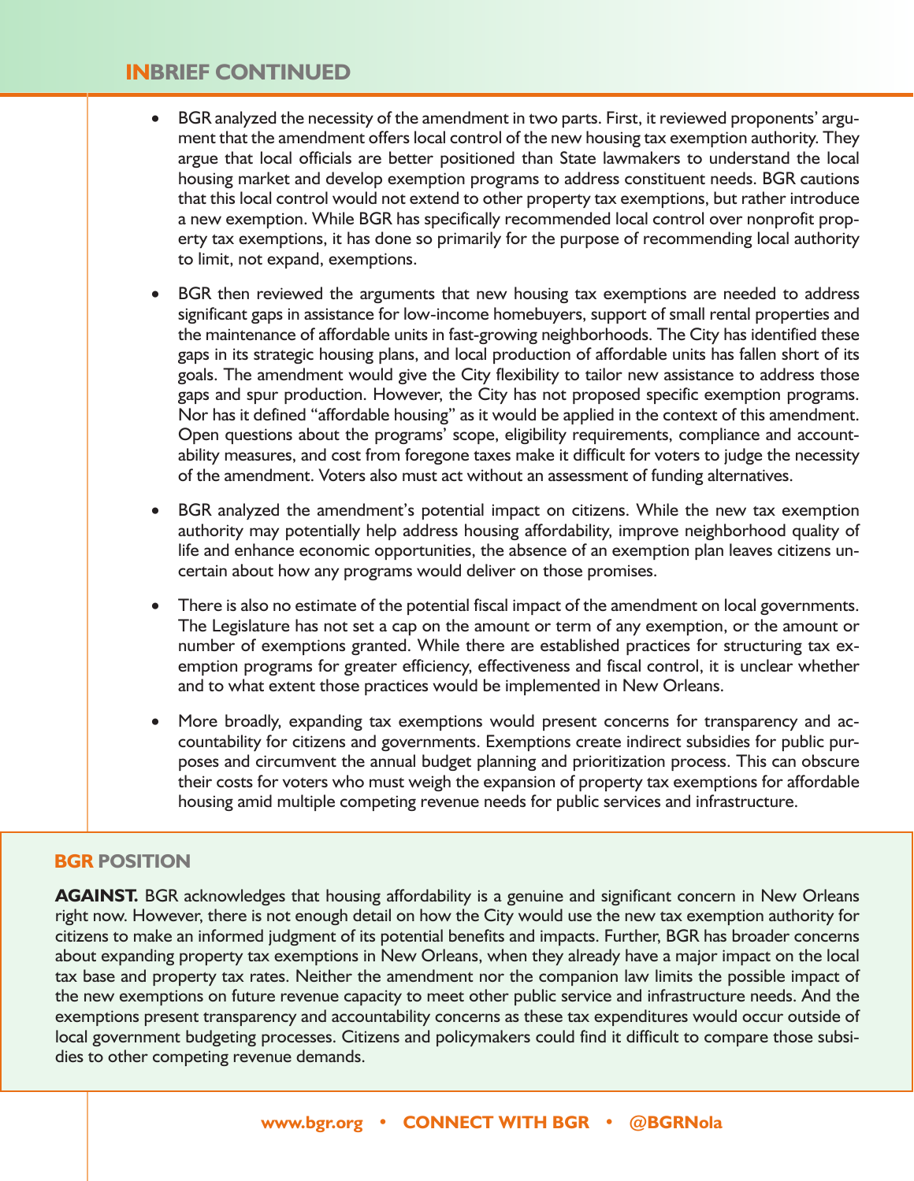## INBRIEF CONTINUED

- BGR analyzed the necessity of the amendment in two parts. First, it reviewed proponents' argument that the amendment offers local control of the new housing tax exemption authority. They argue that local officials are better positioned than State lawmakers to understand the local housing market and develop exemption programs to address constituent needs. BGR cautions that this local control would not extend to other property tax exemptions, but rather introduce a new exemption. While BGR has specifically recommended local control over nonprofit property tax exemptions, it has done so primarily for the purpose of recommending local authority to limit, not expand, exemptions.

- BGR then reviewed the arguments that new housing tax exemptions are needed to address significant gaps in assistance for low-income homebuyers, support of small rental properties and the maintenance of affordable units in fast-growing neighborhoods. The City has identified these gaps in its strategic housing plans, and local production of affordable units has fallen short of its goals. The amendment would give the City flexibility to tailor new assistance to address those gaps and spur production. However, the City has not proposed specific exemption programs. Nor has it defined "affordable housing" as it would be applied in the context of this amendment. Open questions about the programs' scope, eligibility requirements, compliance and accountability measures, and cost from foregone taxes make it difficult for voters to judge the necessity of the amendment. Voters also must act without an assessment of funding alternatives.

- BGR analyzed the amendment's potential impact on citizens. While the new tax exemption authority may potentially help address housing affordability, improve neighborhood quality of life and enhance economic opportunities, the absence of an exemption plan leaves citizens uncertain about how any programs would deliver on those promises.

- There is also no estimate of the potential fiscal impact of the amendment on local governments. The Legislature has not set a cap on the amount or term of any exemption, or the amount or number of exemptions granted. While there are established practices for structuring tax exemption programs for greater efficiency, effectiveness and fiscal control, it is unclear whether and to what extent those practices would be implemented in New Orleans.

- More broadly, expanding tax exemptions would present concerns for transparency and accountability for citizens and governments. Exemptions create indirect subsidies for public purposes and circumvent the annual budget planning and prioritization process. This can obscure their costs for voters who must weigh the expansion of property tax exemptions for affordable housing amid multiple competing revenue needs for public services and infrastructure.

### BGR POSITION

**AGAINST.** BGR acknowledges that housing affordability is a genuine and significant concern in New Orleans right now. However, there is not enough detail on how the City would use the new tax exemption authority for citizens to make an informed judgment of its potential benefits and impacts. Further, BGR has broader concerns about expanding property tax exemptions in New Orleans, when they already have a major impact on the local tax base and property tax rates. Neither the amendment nor the companion law limits the possible impact of the new exemptions on future revenue capacity to meet other public service and infrastructure needs. And the exemptions present transparency and accountability concerns as these tax expenditures would occur outside of local government budgeting processes. Citizens and policymakers could find it difficult to compare those subsidies to other competing revenue demands.

www.bgr.org • CONNECT WITH BGR • @BGRNola